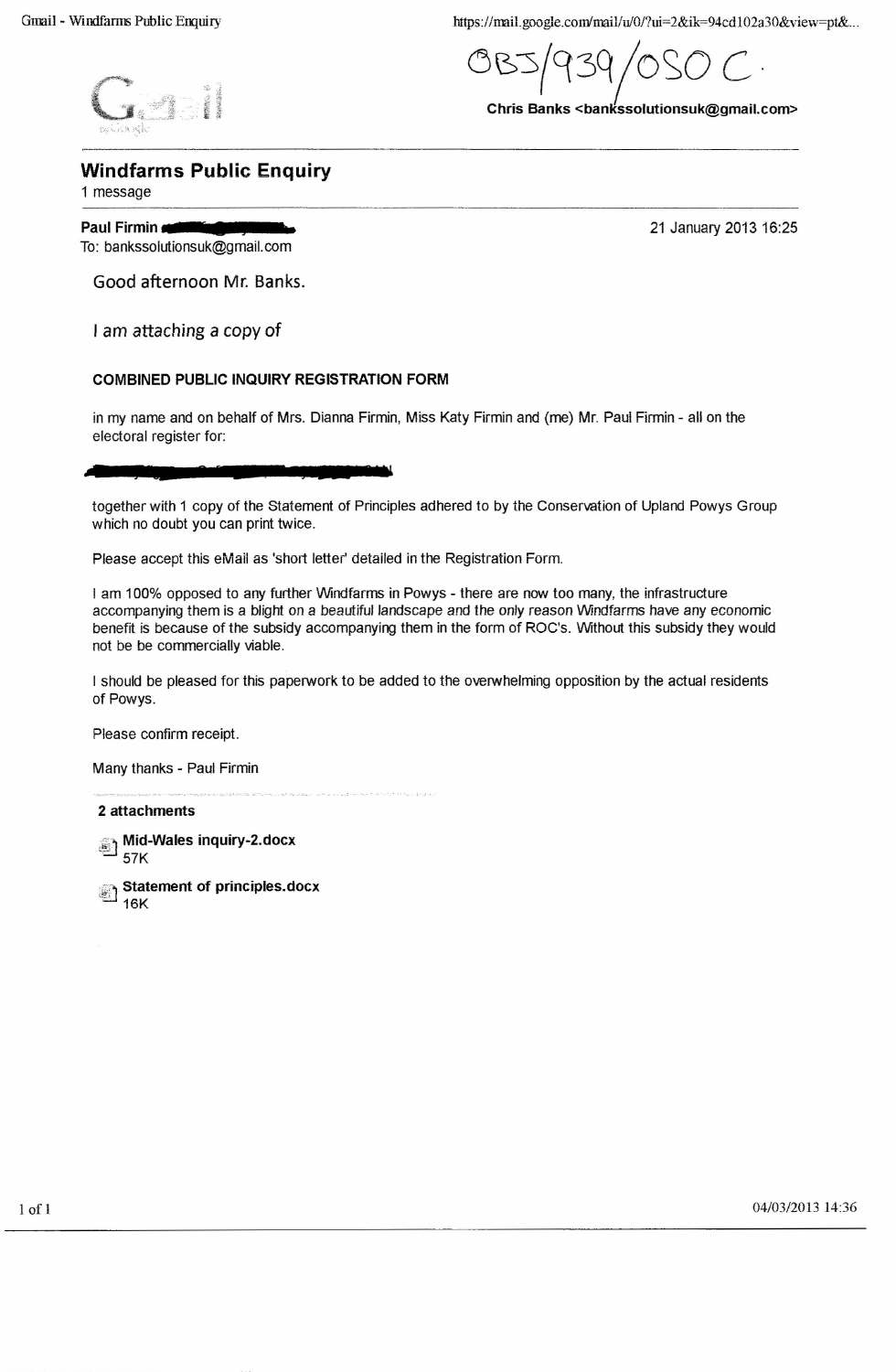OB5/939/050 C.

Chris Banks <bankssolutionsuk@gmail.com>

## Windfarms Public Enquiry

1 message

**Paul Firmin** 

To: bankssolutionsuk@gmail.com

21 January 2013 16:25

Good afternoon Mr. Banks.

I am attaching a copy of

**COMBINED PUBLIC INQUIRY REGISTRATION FORM**

in my name and on behalf of Mrs. Dianna Firmin, Miss Katy Firmin and (me) Mr. Paul Firmin - all on the electoral register for:

together with 1 copy of the Statement of Principles adhered to by the Conservation of Upland Powys Group which no doubt you can print twice.

Please accept this eMail as 'short letter' detailed in the Registration Form.

I am 100% opposed to any further Windfarms in Powys - there are now too many, the infrastructure accompanying them is a blight on a beautiful landscape and the only reason Windfarms have any economic benefit is because of the subsidy accompanying them in the form of ROC's. Without this subsidy they would not be be commercially viable.

I should be pleased for this paperwork to be added to the overwhelming opposition by the actual residents of Powys.

Please confirm receipt.

Many thanks - Paul Firmin

**2 attachments**

- **Mid-Wales inquiry-2.docx**
  57K
- **Statement of principles.docx**
  16K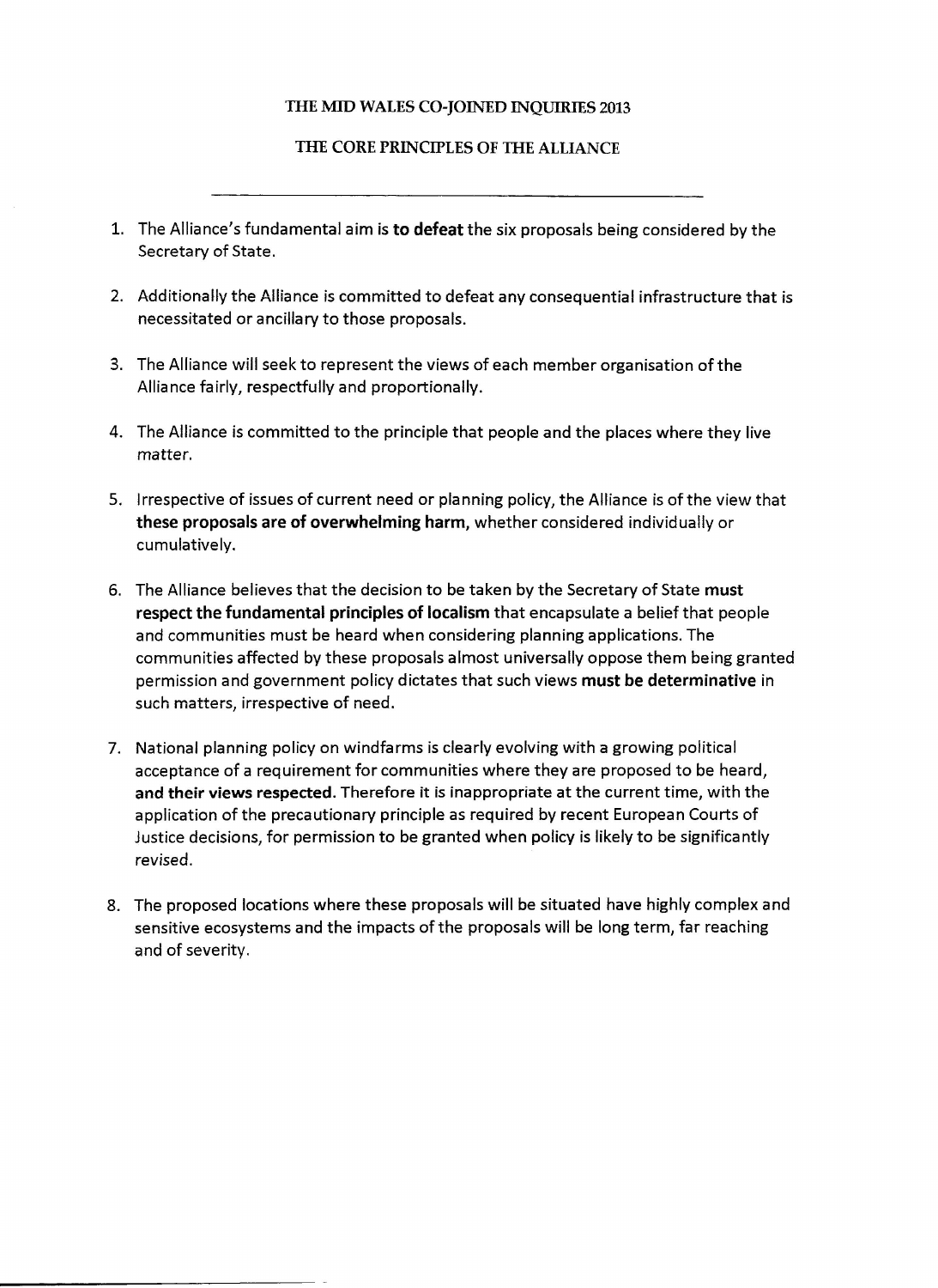# THE MID WALES CO-JOINED INQUIRIES 2013

## THE CORE PRINCIPLES OF THE ALLIANCE

---

1. The Alliance's fundamental aim is **to defeat** the six proposals being considered by the Secretary of State.

2. Additionally the Alliance is committed to defeat any consequential infrastructure that is necessitated or ancillary to those proposals.

3. The Alliance will seek to represent the views of each member organisation of the Alliance fairly, respectfully and proportionally.

4. The Alliance is committed to the principle that people and the places where they live matter.

5. Irrespective of issues of current need or planning policy, the Alliance is of the view that **these proposals are of overwhelming harm,** whether considered individually or cumulatively.

6. The Alliance believes that the decision to be taken by the Secretary of State **must respect the fundamental principles of localism** that encapsulate a belief that people and communities must be heard when considering planning applications. The communities affected by these proposals almost universally oppose them being granted permission and government policy dictates that such views **must be determinative** in such matters, irrespective of need.

7. National planning policy on windfarms is clearly evolving with a growing political acceptance of a requirement for communities where they are proposed to be heard, **and their views respected.** Therefore it is inappropriate at the current time, with the application of the precautionary principle as required by recent European Courts of Justice decisions, for permission to be granted when policy is likely to be significantly revised.

8. The proposed locations where these proposals will be situated have highly complex and sensitive ecosystems and the impacts of the proposals will be long term, far reaching and of severity.